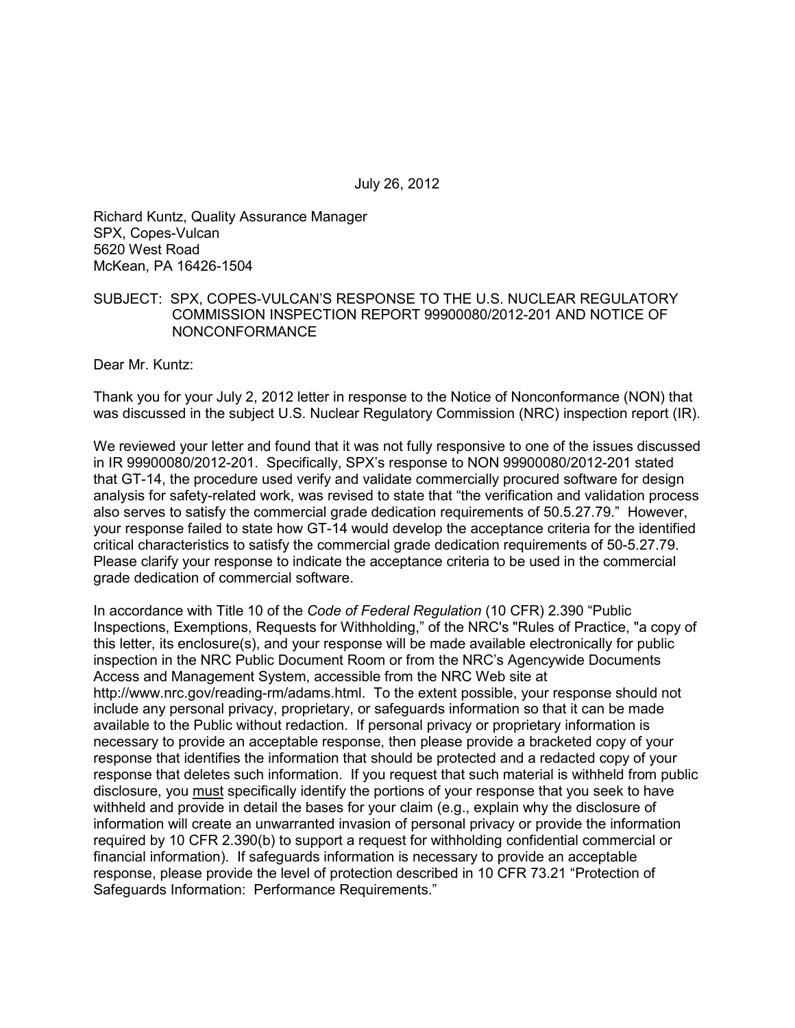July 26, 2012

Richard Kuntz, Quality Assurance Manager
SPX, Copes-Vulcan
5620 West Road
McKean, PA 16426-1504

SUBJECT: SPX, COPES-VULCAN'S RESPONSE TO THE U.S. NUCLEAR REGULATORY COMMISSION INSPECTION REPORT 99900080/2012-201 AND NOTICE OF NONCONFORMANCE

Dear Mr. Kuntz:

Thank you for your July 2, 2012 letter in response to the Notice of Nonconformance (NON) that was discussed in the subject U.S. Nuclear Regulatory Commission (NRC) inspection report (IR).

We reviewed your letter and found that it was not fully responsive to one of the issues discussed in IR 99900080/2012-201. Specifically, SPX's response to NON 99900080/2012-201 stated that GT-14, the procedure used verify and validate commercially procured software for design analysis for safety-related work, was revised to state that "the verification and validation process also serves to satisfy the commercial grade dedication requirements of 50.5.27.79." However, your response failed to state how GT-14 would develop the acceptance criteria for the identified critical characteristics to satisfy the commercial grade dedication requirements of 50-5.27.79. Please clarify your response to indicate the acceptance criteria to be used in the commercial grade dedication of commercial software.

In accordance with Title 10 of the *Code of Federal Regulation* (10 CFR) 2.390 "Public Inspections, Exemptions, Requests for Withholding," of the NRC's "Rules of Practice, "a copy of this letter, its enclosure(s), and your response will be made available electronically for public inspection in the NRC Public Document Room or from the NRC's Agencywide Documents Access and Management System, accessible from the NRC Web site at http://www.nrc.gov/reading-rm/adams.html. To the extent possible, your response should not include any personal privacy, proprietary, or safeguards information so that it can be made available to the Public without redaction. If personal privacy or proprietary information is necessary to provide an acceptable response, then please provide a bracketed copy of your response that identifies the information that should be protected and a redacted copy of your response that deletes such information. If you request that such material is withheld from public disclosure, you <u>must</u> specifically identify the portions of your response that you seek to have withheld and provide in detail the bases for your claim (e.g., explain why the disclosure of information will create an unwarranted invasion of personal privacy or provide the information required by 10 CFR 2.390(b) to support a request for withholding confidential commercial or financial information). If safeguards information is necessary to provide an acceptable response, please provide the level of protection described in 10 CFR 73.21 "Protection of Safeguards Information: Performance Requirements."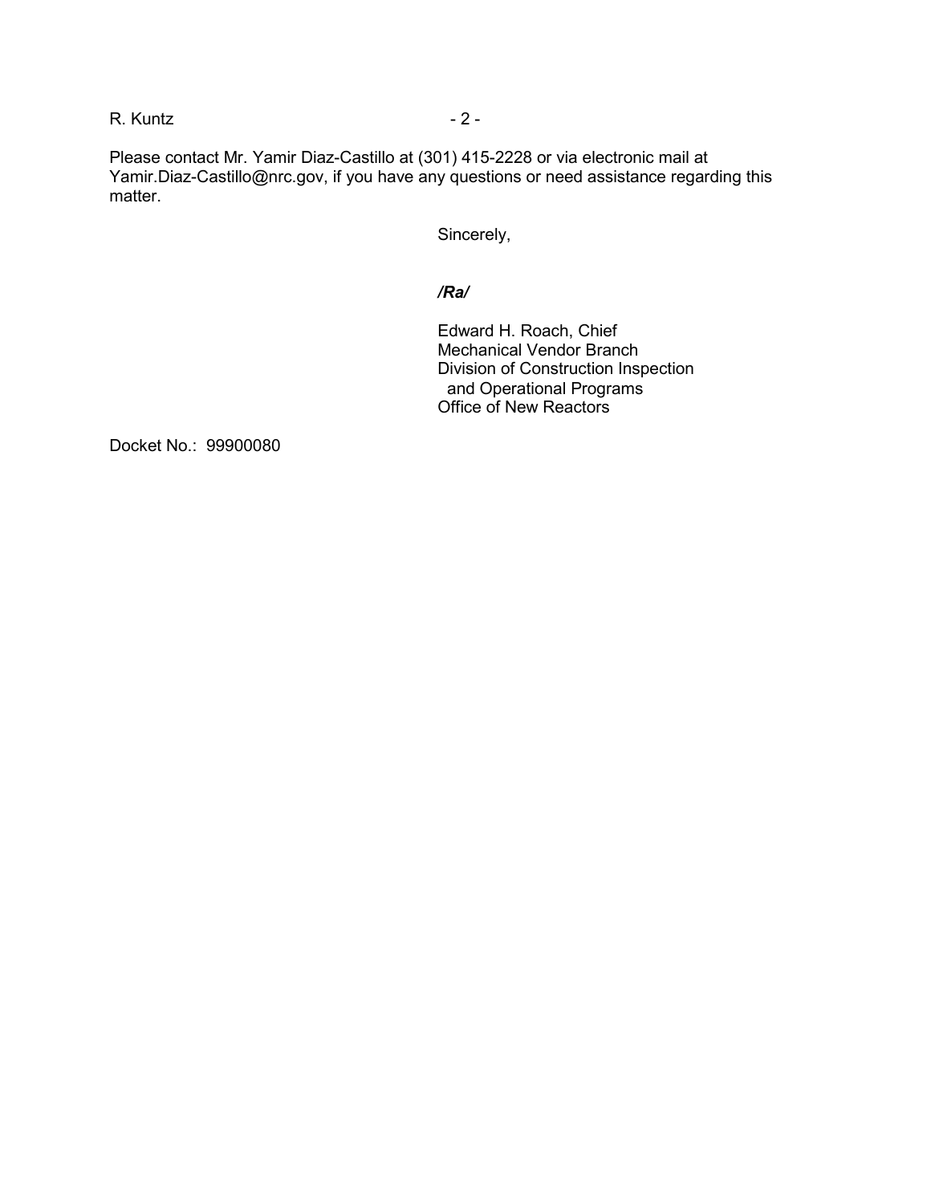Please contact Mr. Yamir Diaz-Castillo at (301) 415-2228 or via electronic mail at Yamir.Diaz-Castillo@nrc.gov, if you have any questions or need assistance regarding this matter.

Sincerely,

***/Ra/***

Edward H. Roach, Chief  
Mechanical Vendor Branch  
Division of Construction Inspection  
and Operational Programs  
Office of New Reactors

Docket No.: 99900080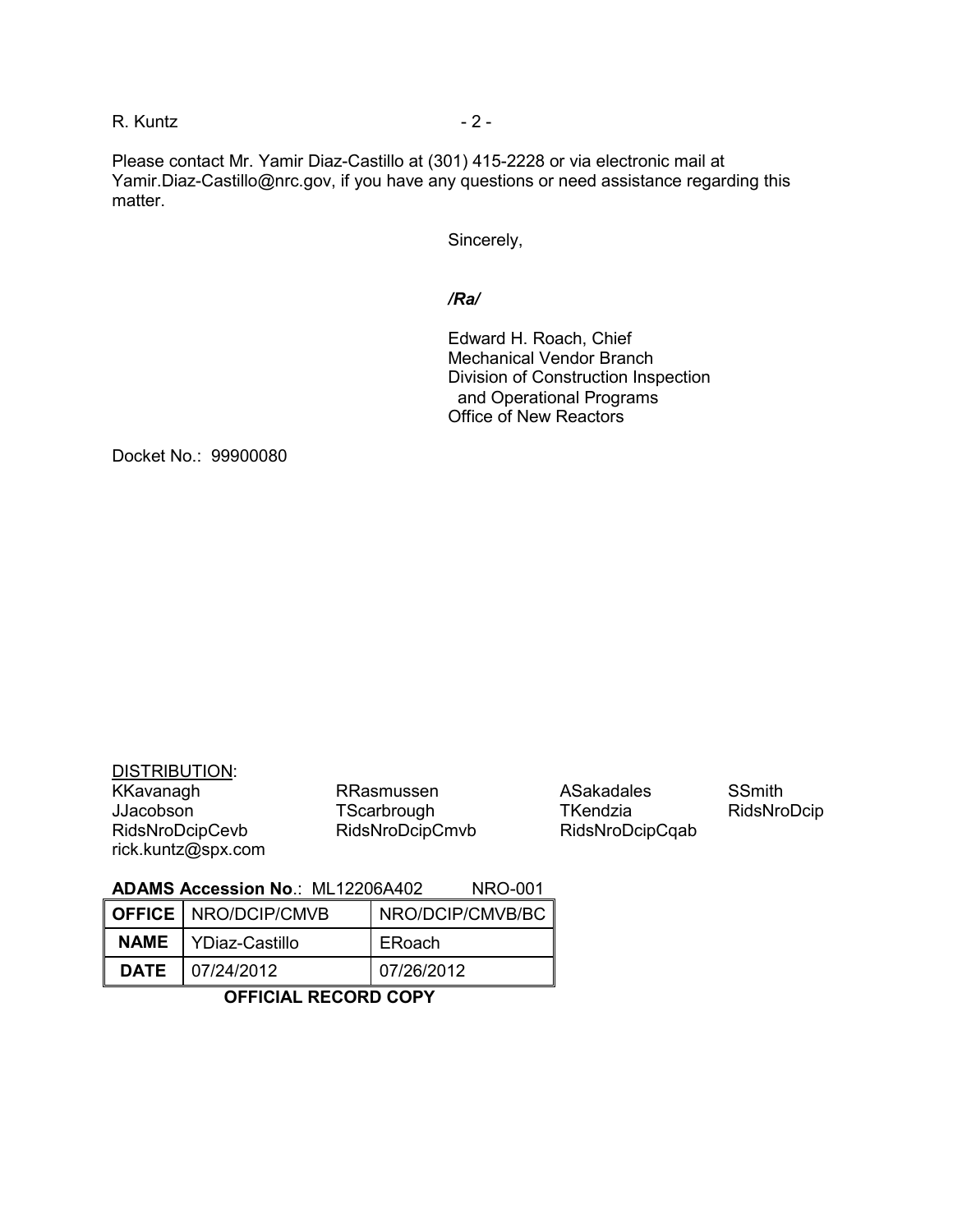Please contact Mr. Yamir Diaz-Castillo at (301) 415-2228 or via electronic mail at Yamir.Diaz-Castillo@nrc.gov, if you have any questions or need assistance regarding this matter.

Sincerely,

*/Ra/*

Edward H. Roach, Chief
Mechanical Vendor Branch
Division of Construction Inspection
and Operational Programs
Office of New Reactors

Docket No.: 99900080

<u>DISTRIBUTION</u>:

KKavanagh
JJacobson
RidsNroDcipCevb
rick.kuntz@spx.com
RRasmussen
TScarbrough
RidsNroDcipCmvb
ASakadales
TKendzia
RidsNroDcipCqab
SSmith
RidsNroDcip

**ADAMS Accession No**.: ML12206A402 NRO-001

| | | |
|---|---|---|
| **OFFICE** | NRO/DCIP/CMVB | NRO/DCIP/CMVB/BC |
| **NAME** | YDiaz-Castillo | ERoach |
| **DATE** | 07/24/2012 | 07/26/2012 |

**OFFICIAL RECORD COPY**